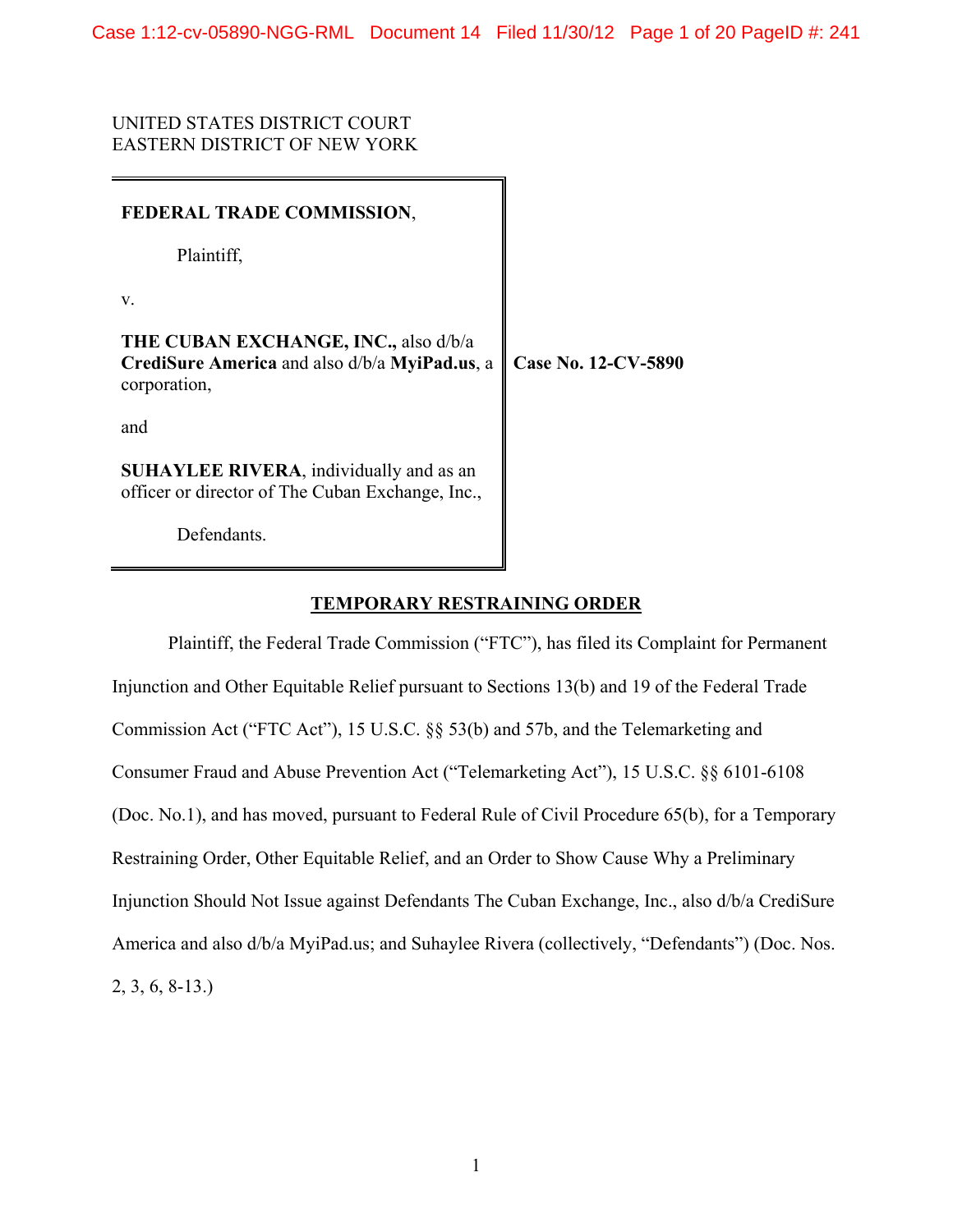UNITED STATES DISTRICT COURT
EASTERN DISTRICT OF NEW YORK

| | |
|---|---|
| **FEDERAL TRADE COMMISSION**,<br><br>Plaintiff,<br><br>v.<br><br>**THE CUBAN EXCHANGE, INC.,** also d/b/a **CrediSure America** and also d/b/a **MyiPad.us**, a corporation,<br><br>and<br><br>**SUHAYLEE RIVERA**, individually and as an officer or director of The Cuban Exchange, Inc.,<br><br>Defendants. | **Case No. 12-CV-5890** |

## TEMPORARY RESTRAINING ORDER

Plaintiff, the Federal Trade Commission ("FTC"), has filed its Complaint for Permanent Injunction and Other Equitable Relief pursuant to Sections 13(b) and 19 of the Federal Trade Commission Act ("FTC Act"), 15 U.S.C. §§ 53(b) and 57b, and the Telemarketing and Consumer Fraud and Abuse Prevention Act ("Telemarketing Act"), 15 U.S.C. §§ 6101-6108 (Doc. No.1), and has moved, pursuant to Federal Rule of Civil Procedure 65(b), for a Temporary Restraining Order, Other Equitable Relief, and an Order to Show Cause Why a Preliminary Injunction Should Not Issue against Defendants The Cuban Exchange, Inc., also d/b/a CrediSure America and also d/b/a MyiPad.us; and Suhaylee Rivera (collectively, "Defendants") (Doc. Nos. 2, 3, 6, 8-13.)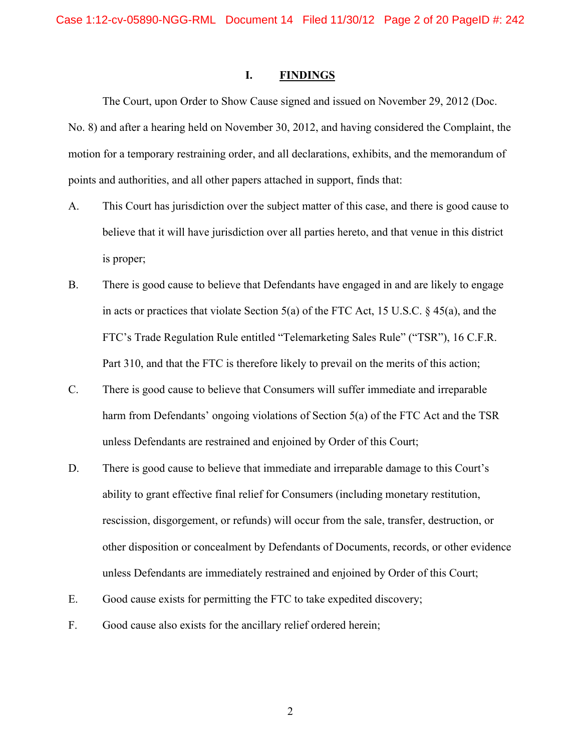## I. FINDINGS

The Court, upon Order to Show Cause signed and issued on November 29, 2012 (Doc. No. 8) and after a hearing held on November 30, 2012, and having considered the Complaint, the motion for a temporary restraining order, and all declarations, exhibits, and the memorandum of points and authorities, and all other papers attached in support, finds that:

A. This Court has jurisdiction over the subject matter of this case, and there is good cause to believe that it will have jurisdiction over all parties hereto, and that venue in this district is proper;

B. There is good cause to believe that Defendants have engaged in and are likely to engage in acts or practices that violate Section 5(a) of the FTC Act, 15 U.S.C. § 45(a), and the FTC's Trade Regulation Rule entitled "Telemarketing Sales Rule" ("TSR"), 16 C.F.R. Part 310, and that the FTC is therefore likely to prevail on the merits of this action;

C. There is good cause to believe that Consumers will suffer immediate and irreparable harm from Defendants' ongoing violations of Section 5(a) of the FTC Act and the TSR unless Defendants are restrained and enjoined by Order of this Court;

D. There is good cause to believe that immediate and irreparable damage to this Court's ability to grant effective final relief for Consumers (including monetary restitution, rescission, disgorgement, or refunds) will occur from the sale, transfer, destruction, or other disposition or concealment by Defendants of Documents, records, or other evidence unless Defendants are immediately restrained and enjoined by Order of this Court;

E. Good cause exists for permitting the FTC to take expedited discovery;

F. Good cause also exists for the ancillary relief ordered herein;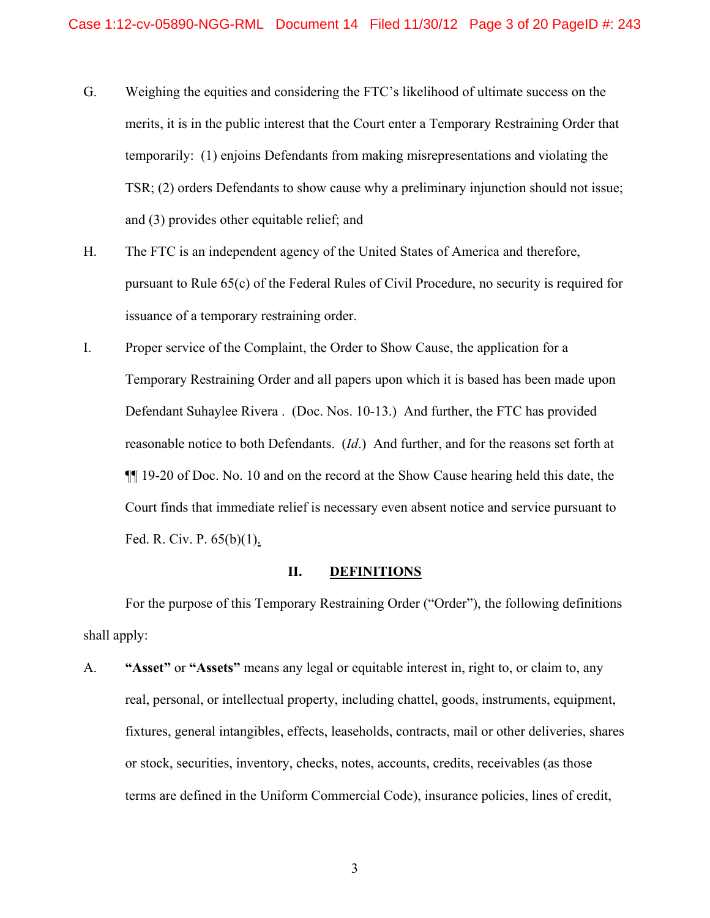G. Weighing the equities and considering the FTC's likelihood of ultimate success on the merits, it is in the public interest that the Court enter a Temporary Restraining Order that temporarily: (1) enjoins Defendants from making misrepresentations and violating the TSR; (2) orders Defendants to show cause why a preliminary injunction should not issue; and (3) provides other equitable relief; and

H. The FTC is an independent agency of the United States of America and therefore, pursuant to Rule 65(c) of the Federal Rules of Civil Procedure, no security is required for issuance of a temporary restraining order.

I. Proper service of the Complaint, the Order to Show Cause, the application for a Temporary Restraining Order and all papers upon which it is based has been made upon Defendant Suhaylee Rivera . (Doc. Nos. 10-13.) And further, the FTC has provided reasonable notice to both Defendants. (*Id.*) And further, and for the reasons set forth at ¶¶ 19-20 of Doc. No. 10 and on the record at the Show Cause hearing held this date, the Court finds that immediate relief is necessary even absent notice and service pursuant to Fed. R. Civ. P. 65(b)(1).

## II. DEFINITIONS

For the purpose of this Temporary Restraining Order ("Order"), the following definitions shall apply:

A. **"Asset"** or **"Assets"** means any legal or equitable interest in, right to, or claim to, any real, personal, or intellectual property, including chattel, goods, instruments, equipment, fixtures, general intangibles, effects, leaseholds, contracts, mail or other deliveries, shares or stock, securities, inventory, checks, notes, accounts, credits, receivables (as those terms are defined in the Uniform Commercial Code), insurance policies, lines of credit,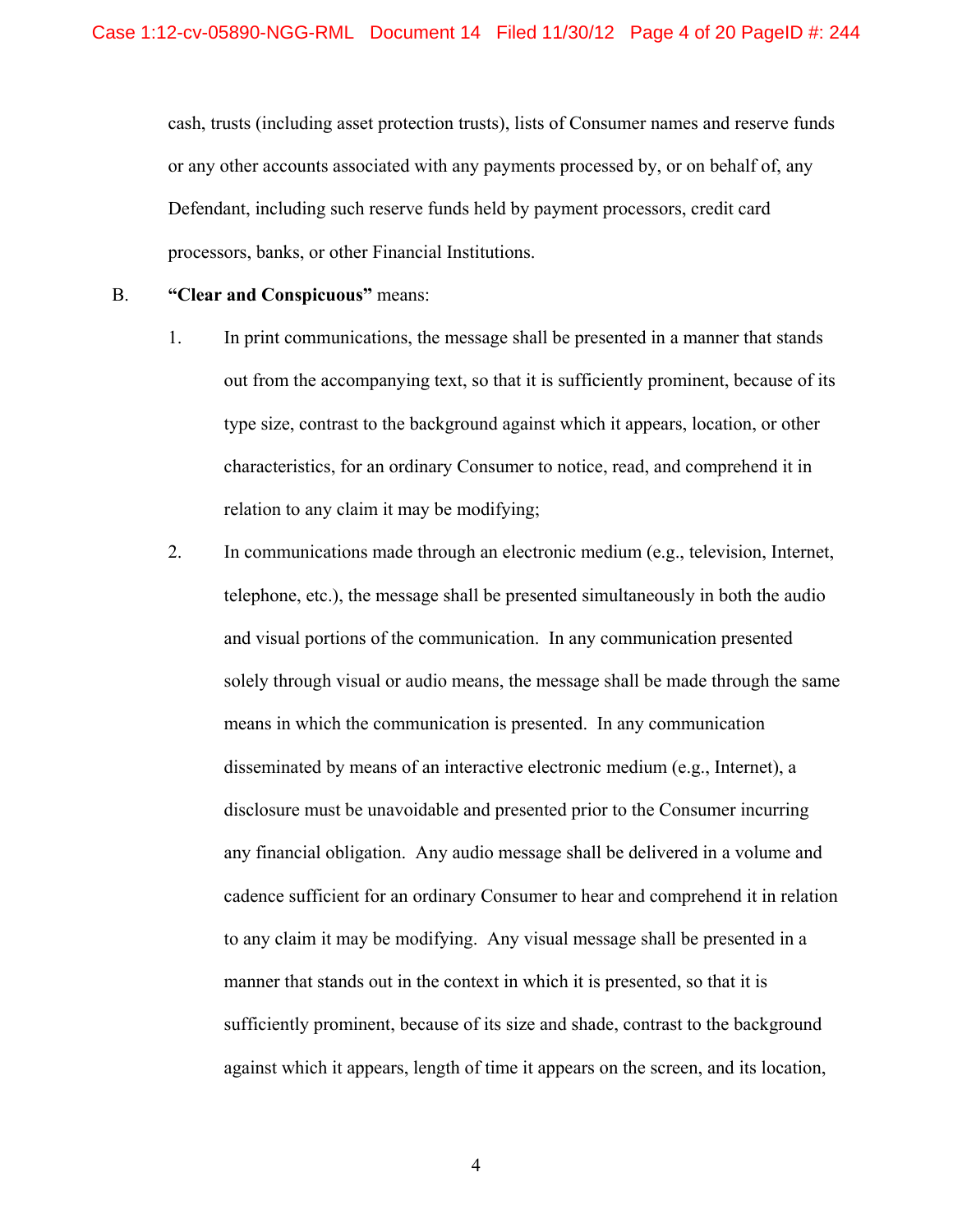cash, trusts (including asset protection trusts), lists of Consumer names and reserve funds or any other accounts associated with any payments processed by, or on behalf of, any Defendant, including such reserve funds held by payment processors, credit card processors, banks, or other Financial Institutions.

B. **"Clear and Conspicuous"** means:

1. In print communications, the message shall be presented in a manner that stands out from the accompanying text, so that it is sufficiently prominent, because of its type size, contrast to the background against which it appears, location, or other characteristics, for an ordinary Consumer to notice, read, and comprehend it in relation to any claim it may be modifying;

2. In communications made through an electronic medium (e.g., television, Internet, telephone, etc.), the message shall be presented simultaneously in both the audio and visual portions of the communication. In any communication presented solely through visual or audio means, the message shall be made through the same means in which the communication is presented. In any communication disseminated by means of an interactive electronic medium (e.g., Internet), a disclosure must be unavoidable and presented prior to the Consumer incurring any financial obligation. Any audio message shall be delivered in a volume and cadence sufficient for an ordinary Consumer to hear and comprehend it in relation to any claim it may be modifying. Any visual message shall be presented in a manner that stands out in the context in which it is presented, so that it is sufficiently prominent, because of its size and shade, contrast to the background against which it appears, length of time it appears on the screen, and its location,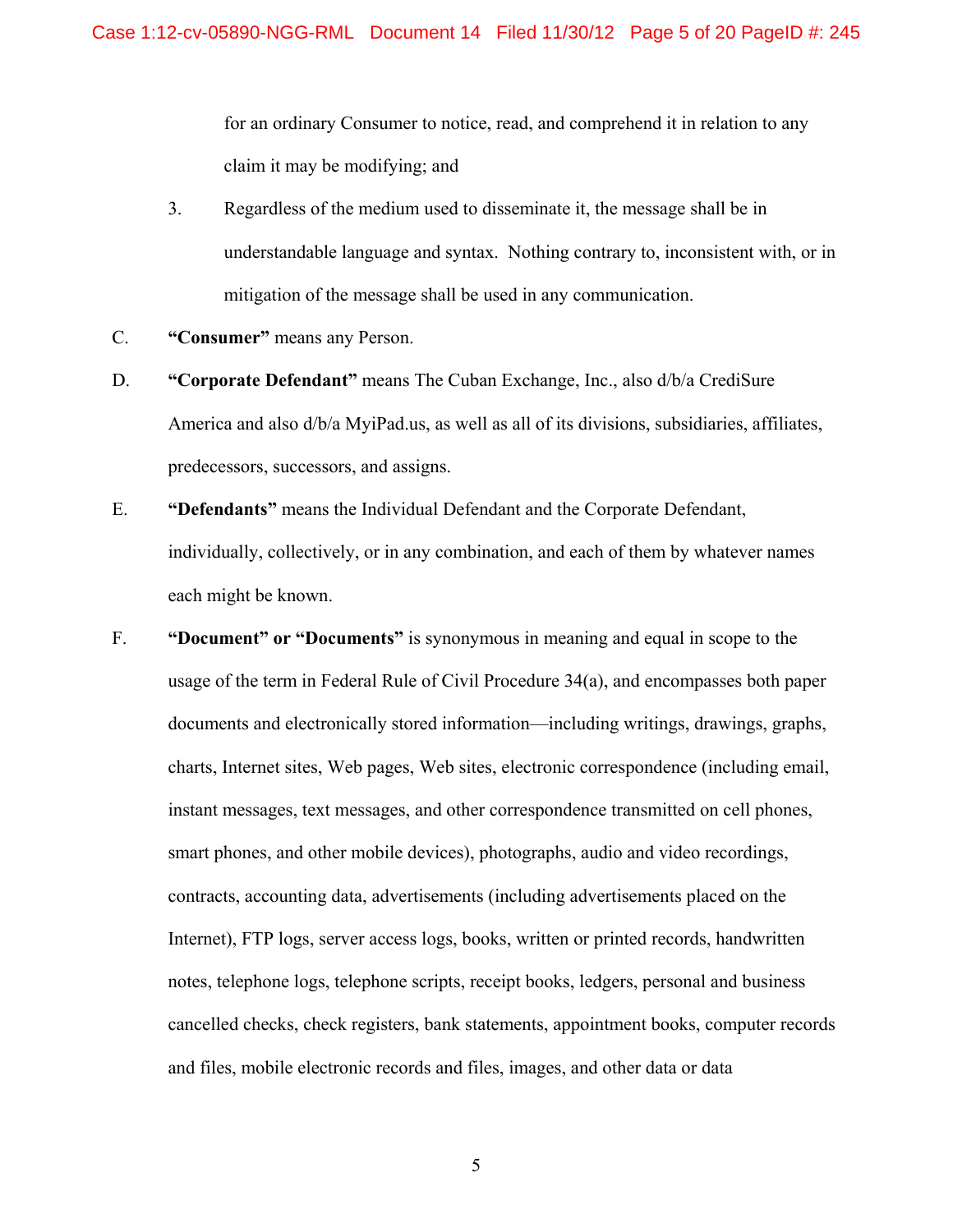for an ordinary Consumer to notice, read, and comprehend it in relation to any claim it may be modifying; and

3. Regardless of the medium used to disseminate it, the message shall be in understandable language and syntax. Nothing contrary to, inconsistent with, or in mitigation of the message shall be used in any communication.

C. **"Consumer"** means any Person.

D. **"Corporate Defendant"** means The Cuban Exchange, Inc., also d/b/a CrediSure America and also d/b/a MyiPad.us, as well as all of its divisions, subsidiaries, affiliates, predecessors, successors, and assigns.

E. **"Defendants"** means the Individual Defendant and the Corporate Defendant, individually, collectively, or in any combination, and each of them by whatever names each might be known.

F. **"Document" or "Documents"** is synonymous in meaning and equal in scope to the usage of the term in Federal Rule of Civil Procedure 34(a), and encompasses both paper documents and electronically stored information—including writings, drawings, graphs, charts, Internet sites, Web pages, Web sites, electronic correspondence (including email, instant messages, text messages, and other correspondence transmitted on cell phones, smart phones, and other mobile devices), photographs, audio and video recordings, contracts, accounting data, advertisements (including advertisements placed on the Internet), FTP logs, server access logs, books, written or printed records, handwritten notes, telephone logs, telephone scripts, receipt books, ledgers, personal and business cancelled checks, check registers, bank statements, appointment books, computer records and files, mobile electronic records and files, images, and other data or data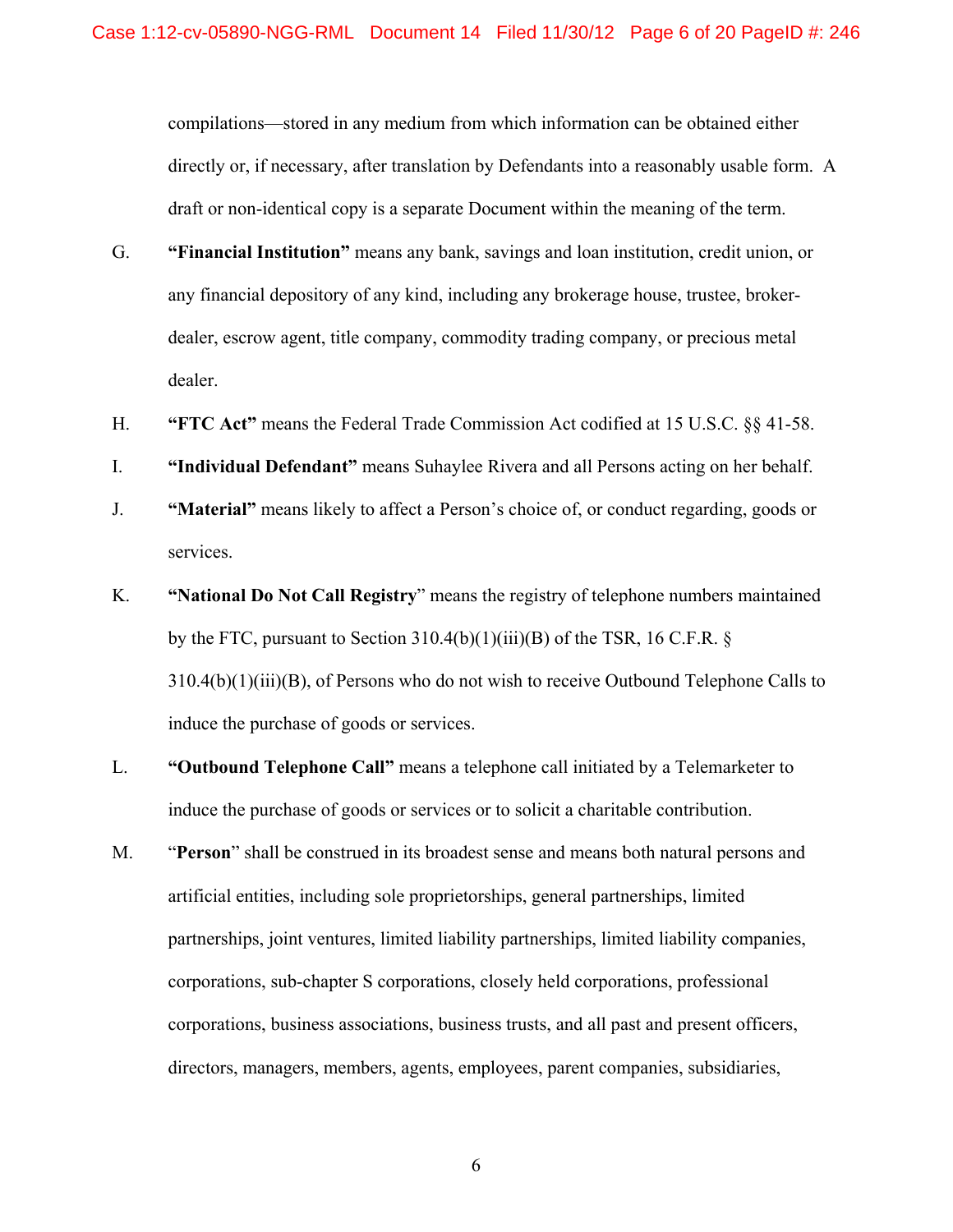compilations—stored in any medium from which information can be obtained either directly or, if necessary, after translation by Defendants into a reasonably usable form. A draft or non-identical copy is a separate Document within the meaning of the term.

G. **"Financial Institution"** means any bank, savings and loan institution, credit union, or any financial depository of any kind, including any brokerage house, trustee, broker-dealer, escrow agent, title company, commodity trading company, or precious metal dealer.

H. **"FTC Act"** means the Federal Trade Commission Act codified at 15 U.S.C. §§ 41-58.

I. **"Individual Defendant"** means Suhaylee Rivera and all Persons acting on her behalf.

J. **"Material"** means likely to affect a Person's choice of, or conduct regarding, goods or services.

K. **"National Do Not Call Registry"** means the registry of telephone numbers maintained by the FTC, pursuant to Section 310.4(b)(1)(iii)(B) of the TSR, 16 C.F.R. § 310.4(b)(1)(iii)(B), of Persons who do not wish to receive Outbound Telephone Calls to induce the purchase of goods or services.

L. **"Outbound Telephone Call"** means a telephone call initiated by a Telemarketer to induce the purchase of goods or services or to solicit a charitable contribution.

M. "**Person**" shall be construed in its broadest sense and means both natural persons and artificial entities, including sole proprietorships, general partnerships, limited partnerships, joint ventures, limited liability partnerships, limited liability companies, corporations, sub-chapter S corporations, closely held corporations, professional corporations, business associations, business trusts, and all past and present officers, directors, managers, members, agents, employees, parent companies, subsidiaries,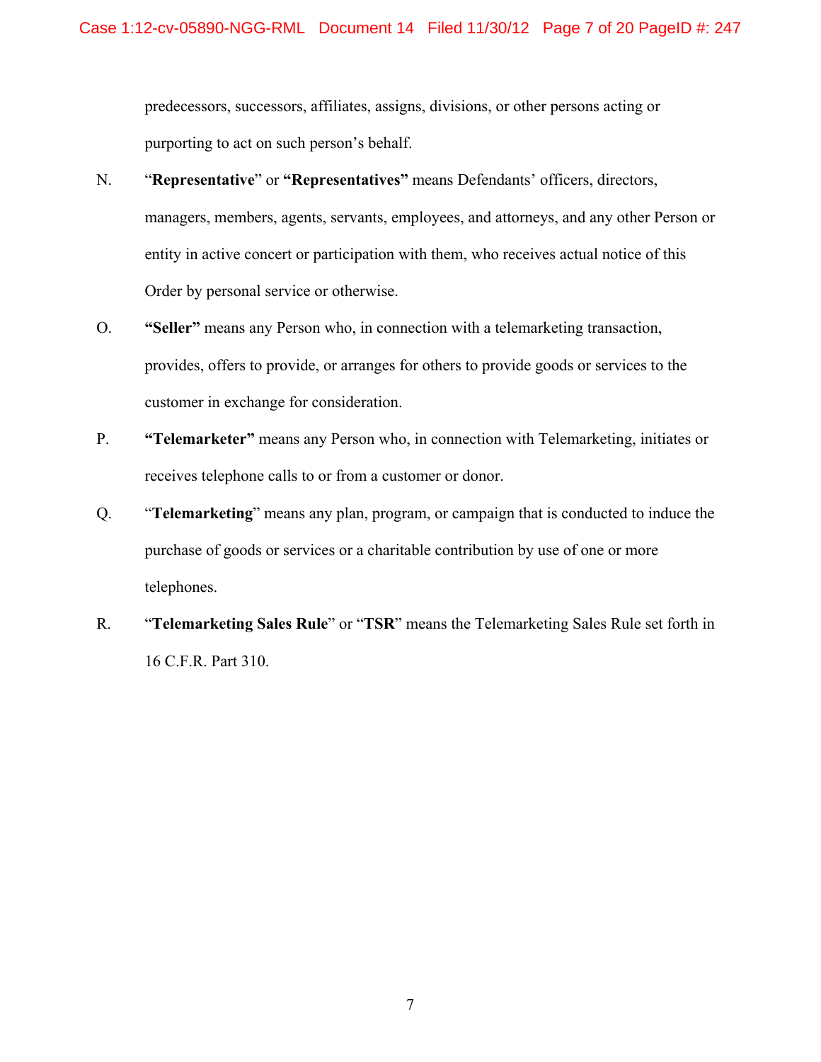predecessors, successors, affiliates, assigns, divisions, or other persons acting or purporting to act on such person's behalf.

N. "**Representative**" or **"Representatives"** means Defendants' officers, directors, managers, members, agents, servants, employees, and attorneys, and any other Person or entity in active concert or participation with them, who receives actual notice of this Order by personal service or otherwise.

O. **"Seller"** means any Person who, in connection with a telemarketing transaction, provides, offers to provide, or arranges for others to provide goods or services to the customer in exchange for consideration.

P. **"Telemarketer"** means any Person who, in connection with Telemarketing, initiates or receives telephone calls to or from a customer or donor.

Q. "**Telemarketing**" means any plan, program, or campaign that is conducted to induce the purchase of goods or services or a charitable contribution by use of one or more telephones.

R. "**Telemarketing Sales Rule**" or "**TSR**" means the Telemarketing Sales Rule set forth in 16 C.F.R. Part 310.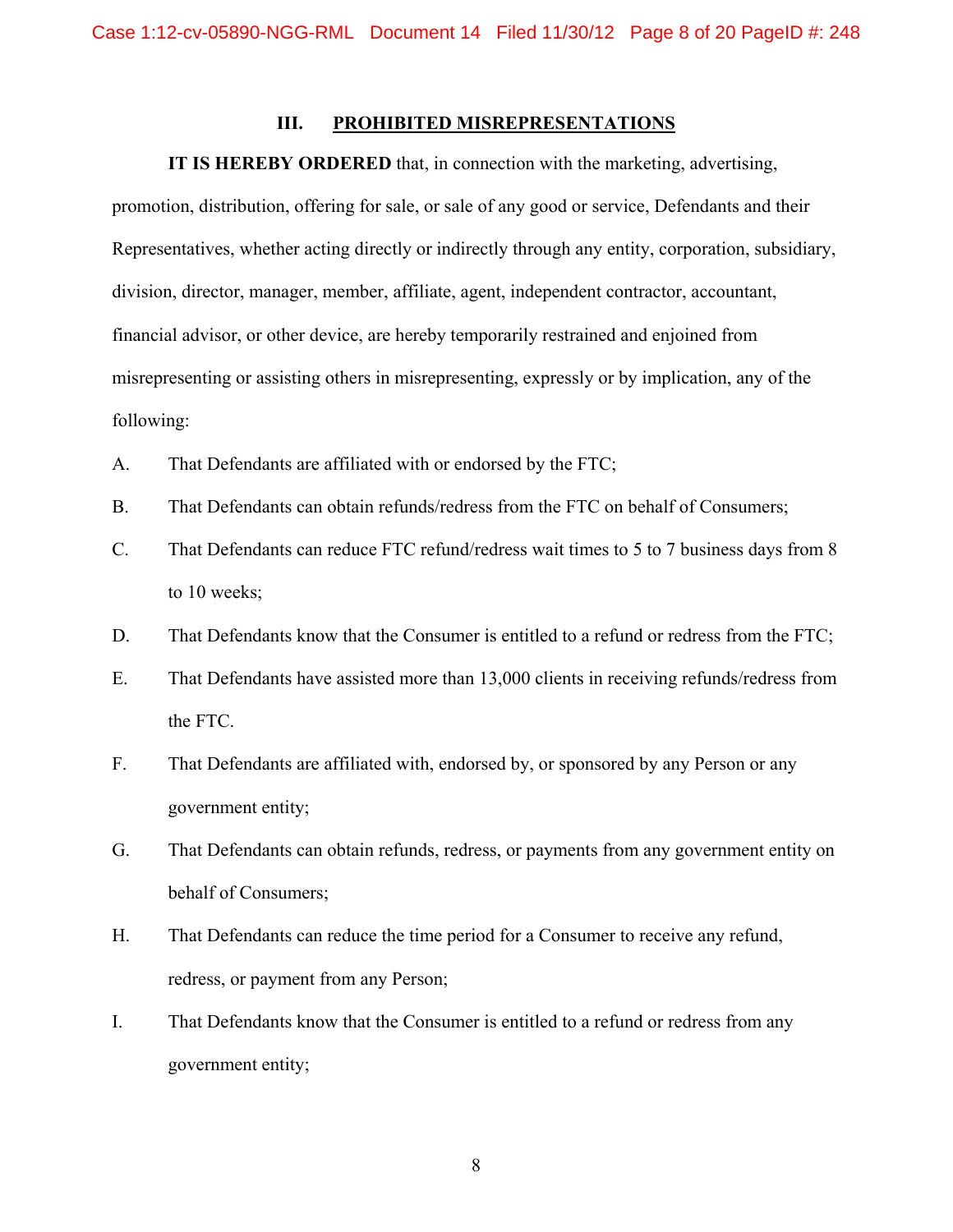## III. PROHIBITED MISREPRESENTATIONS

**IT IS HEREBY ORDERED** that, in connection with the marketing, advertising, promotion, distribution, offering for sale, or sale of any good or service, Defendants and their Representatives, whether acting directly or indirectly through any entity, corporation, subsidiary, division, director, manager, member, affiliate, agent, independent contractor, accountant, financial advisor, or other device, are hereby temporarily restrained and enjoined from misrepresenting or assisting others in misrepresenting, expressly or by implication, any of the following:

A. That Defendants are affiliated with or endorsed by the FTC;

B. That Defendants can obtain refunds/redress from the FTC on behalf of Consumers;

C. That Defendants can reduce FTC refund/redress wait times to 5 to 7 business days from 8 to 10 weeks;

D. That Defendants know that the Consumer is entitled to a refund or redress from the FTC;

E. That Defendants have assisted more than 13,000 clients in receiving refunds/redress from the FTC.

F. That Defendants are affiliated with, endorsed by, or sponsored by any Person or any government entity;

G. That Defendants can obtain refunds, redress, or payments from any government entity on behalf of Consumers;

H. That Defendants can reduce the time period for a Consumer to receive any refund, redress, or payment from any Person;

I. That Defendants know that the Consumer is entitled to a refund or redress from any government entity;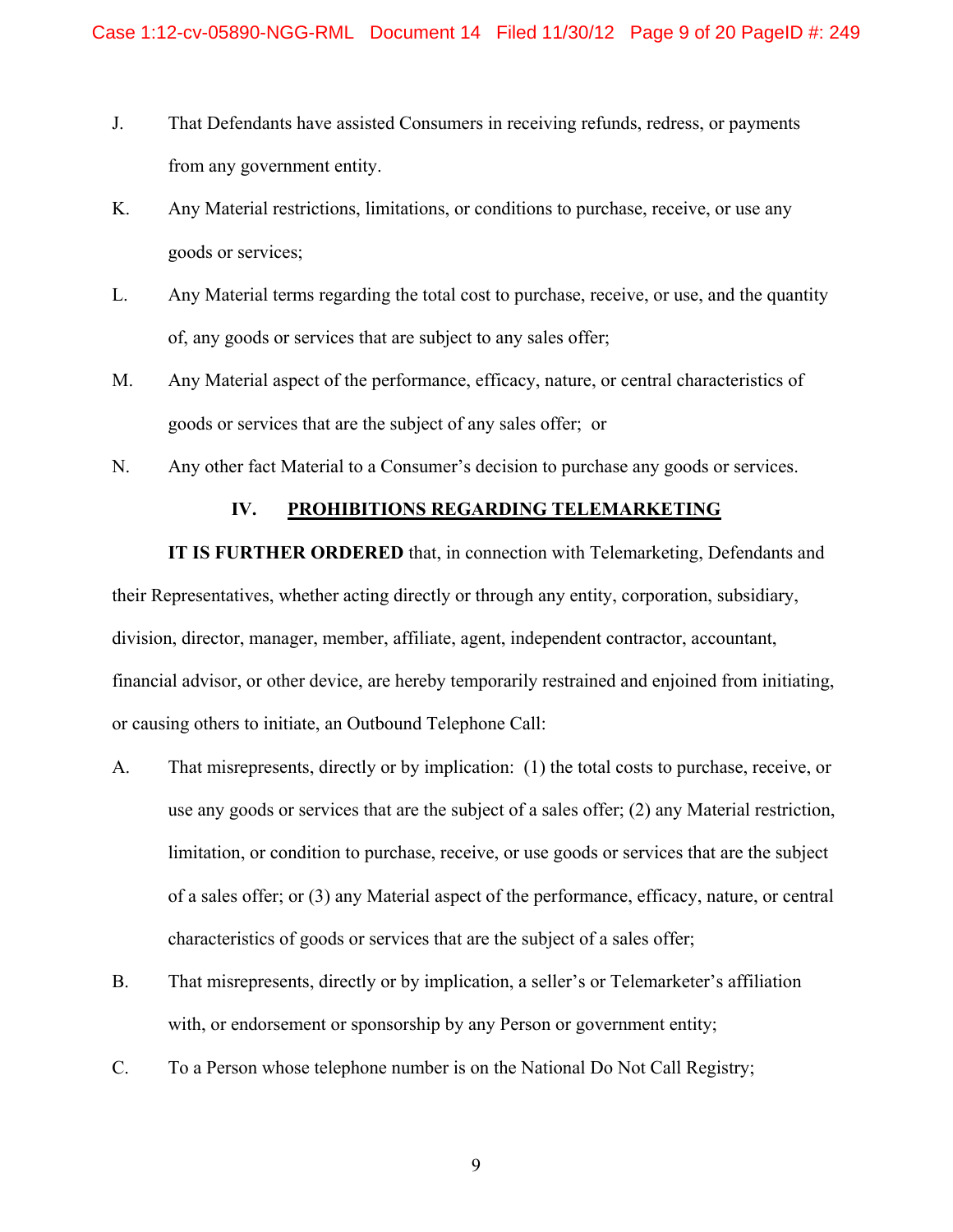J. That Defendants have assisted Consumers in receiving refunds, redress, or payments from any government entity.

K. Any Material restrictions, limitations, or conditions to purchase, receive, or use any goods or services;

L. Any Material terms regarding the total cost to purchase, receive, or use, and the quantity of, any goods or services that are subject to any sales offer;

M. Any Material aspect of the performance, efficacy, nature, or central characteristics of goods or services that are the subject of any sales offer; or

N. Any other fact Material to a Consumer's decision to purchase any goods or services.

## IV. PROHIBITIONS REGARDING TELEMARKETING

**IT IS FURTHER ORDERED** that, in connection with Telemarketing, Defendants and their Representatives, whether acting directly or through any entity, corporation, subsidiary, division, director, manager, member, affiliate, agent, independent contractor, accountant, financial advisor, or other device, are hereby temporarily restrained and enjoined from initiating, or causing others to initiate, an Outbound Telephone Call:

A. That misrepresents, directly or by implication: (1) the total costs to purchase, receive, or use any goods or services that are the subject of a sales offer; (2) any Material restriction, limitation, or condition to purchase, receive, or use goods or services that are the subject of a sales offer; or (3) any Material aspect of the performance, efficacy, nature, or central characteristics of goods or services that are the subject of a sales offer;

B. That misrepresents, directly or by implication, a seller's or Telemarketer's affiliation with, or endorsement or sponsorship by any Person or government entity;

C. To a Person whose telephone number is on the National Do Not Call Registry;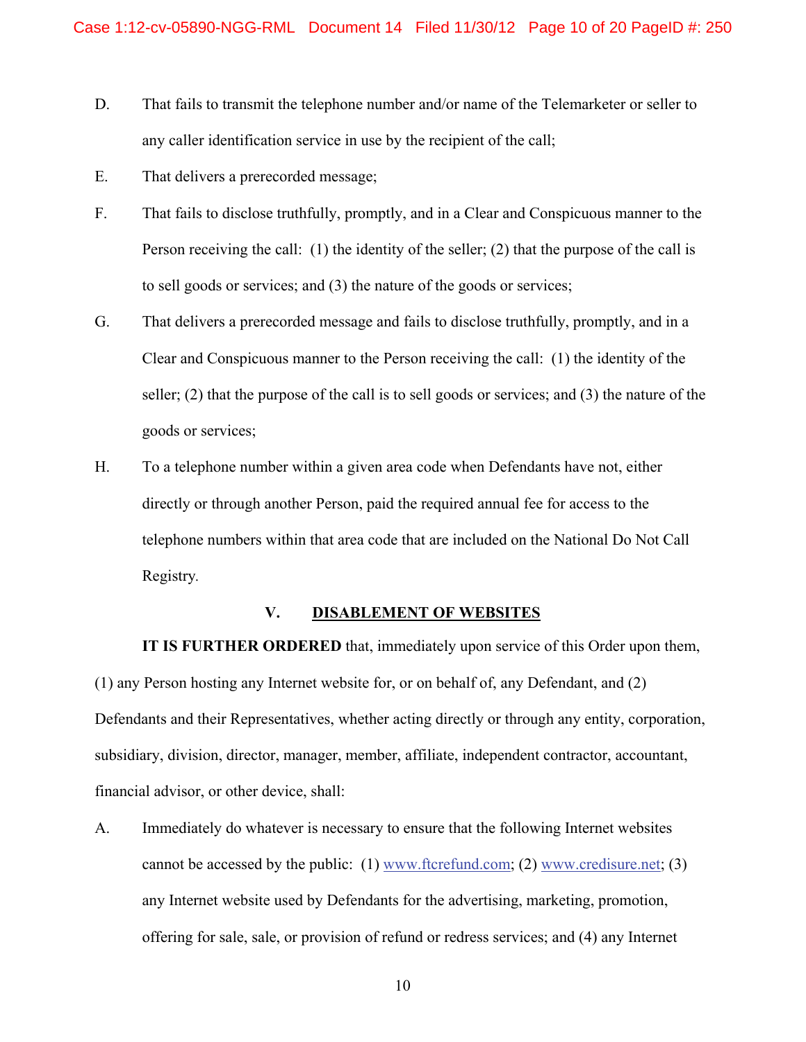D. That fails to transmit the telephone number and/or name of the Telemarketer or seller to any caller identification service in use by the recipient of the call;

E. That delivers a prerecorded message;

F. That fails to disclose truthfully, promptly, and in a Clear and Conspicuous manner to the Person receiving the call: (1) the identity of the seller; (2) that the purpose of the call is to sell goods or services; and (3) the nature of the goods or services;

G. That delivers a prerecorded message and fails to disclose truthfully, promptly, and in a Clear and Conspicuous manner to the Person receiving the call: (1) the identity of the seller; (2) that the purpose of the call is to sell goods or services; and (3) the nature of the goods or services;

H. To a telephone number within a given area code when Defendants have not, either directly or through another Person, paid the required annual fee for access to the telephone numbers within that area code that are included on the National Do Not Call Registry.

## V. DISABLEMENT OF WEBSITES

**IT IS FURTHER ORDERED** that, immediately upon service of this Order upon them, (1) any Person hosting any Internet website for, or on behalf of, any Defendant, and (2) Defendants and their Representatives, whether acting directly or through any entity, corporation, subsidiary, division, director, manager, member, affiliate, independent contractor, accountant, financial advisor, or other device, shall:

A. Immediately do whatever is necessary to ensure that the following Internet websites cannot be accessed by the public: (1) www.ftcrefund.com; (2) www.credisure.net; (3) any Internet website used by Defendants for the advertising, marketing, promotion, offering for sale, sale, or provision of refund or redress services; and (4) any Internet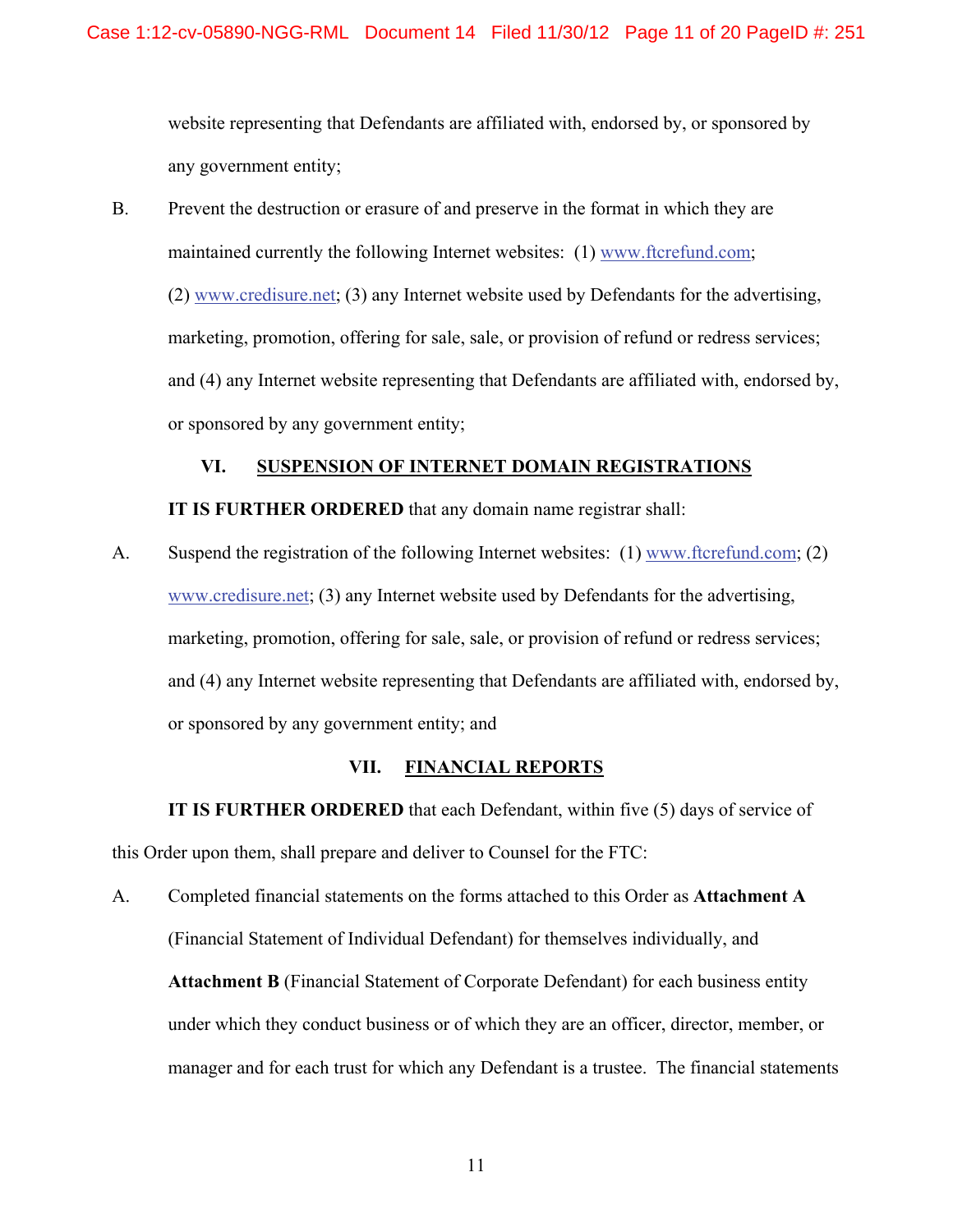website representing that Defendants are affiliated with, endorsed by, or sponsored by any government entity;

B. Prevent the destruction or erasure of and preserve in the format in which they are maintained currently the following Internet websites: (1) www.ftcrefund.com; (2) www.credisure.net; (3) any Internet website used by Defendants for the advertising, marketing, promotion, offering for sale, sale, or provision of refund or redress services; and (4) any Internet website representing that Defendants are affiliated with, endorsed by, or sponsored by any government entity;

## VI. SUSPENSION OF INTERNET DOMAIN REGISTRATIONS

**IT IS FURTHER ORDERED** that any domain name registrar shall:

A. Suspend the registration of the following Internet websites: (1) www.ftcrefund.com; (2) www.credisure.net; (3) any Internet website used by Defendants for the advertising, marketing, promotion, offering for sale, sale, or provision of refund or redress services; and (4) any Internet website representing that Defendants are affiliated with, endorsed by, or sponsored by any government entity; and

## VII. FINANCIAL REPORTS

**IT IS FURTHER ORDERED** that each Defendant, within five (5) days of service of this Order upon them, shall prepare and deliver to Counsel for the FTC:

A. Completed financial statements on the forms attached to this Order as **Attachment A** (Financial Statement of Individual Defendant) for themselves individually, and **Attachment B** (Financial Statement of Corporate Defendant) for each business entity under which they conduct business or of which they are an officer, director, member, or manager and for each trust for which any Defendant is a trustee. The financial statements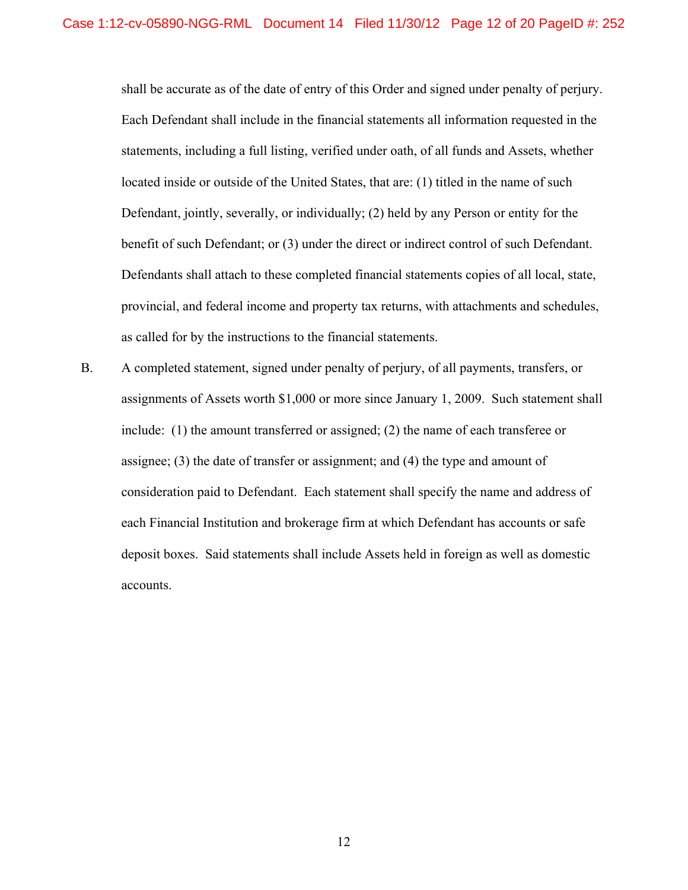shall be accurate as of the date of entry of this Order and signed under penalty of perjury. Each Defendant shall include in the financial statements all information requested in the statements, including a full listing, verified under oath, of all funds and Assets, whether located inside or outside of the United States, that are: (1) titled in the name of such Defendant, jointly, severally, or individually; (2) held by any Person or entity for the benefit of such Defendant; or (3) under the direct or indirect control of such Defendant. Defendants shall attach to these completed financial statements copies of all local, state, provincial, and federal income and property tax returns, with attachments and schedules, as called for by the instructions to the financial statements.

B. A completed statement, signed under penalty of perjury, of all payments, transfers, or assignments of Assets worth $1,000 or more since January 1, 2009. Such statement shall include: (1) the amount transferred or assigned; (2) the name of each transferee or assignee; (3) the date of transfer or assignment; and (4) the type and amount of consideration paid to Defendant. Each statement shall specify the name and address of each Financial Institution and brokerage firm at which Defendant has accounts or safe deposit boxes. Said statements shall include Assets held in foreign as well as domestic accounts.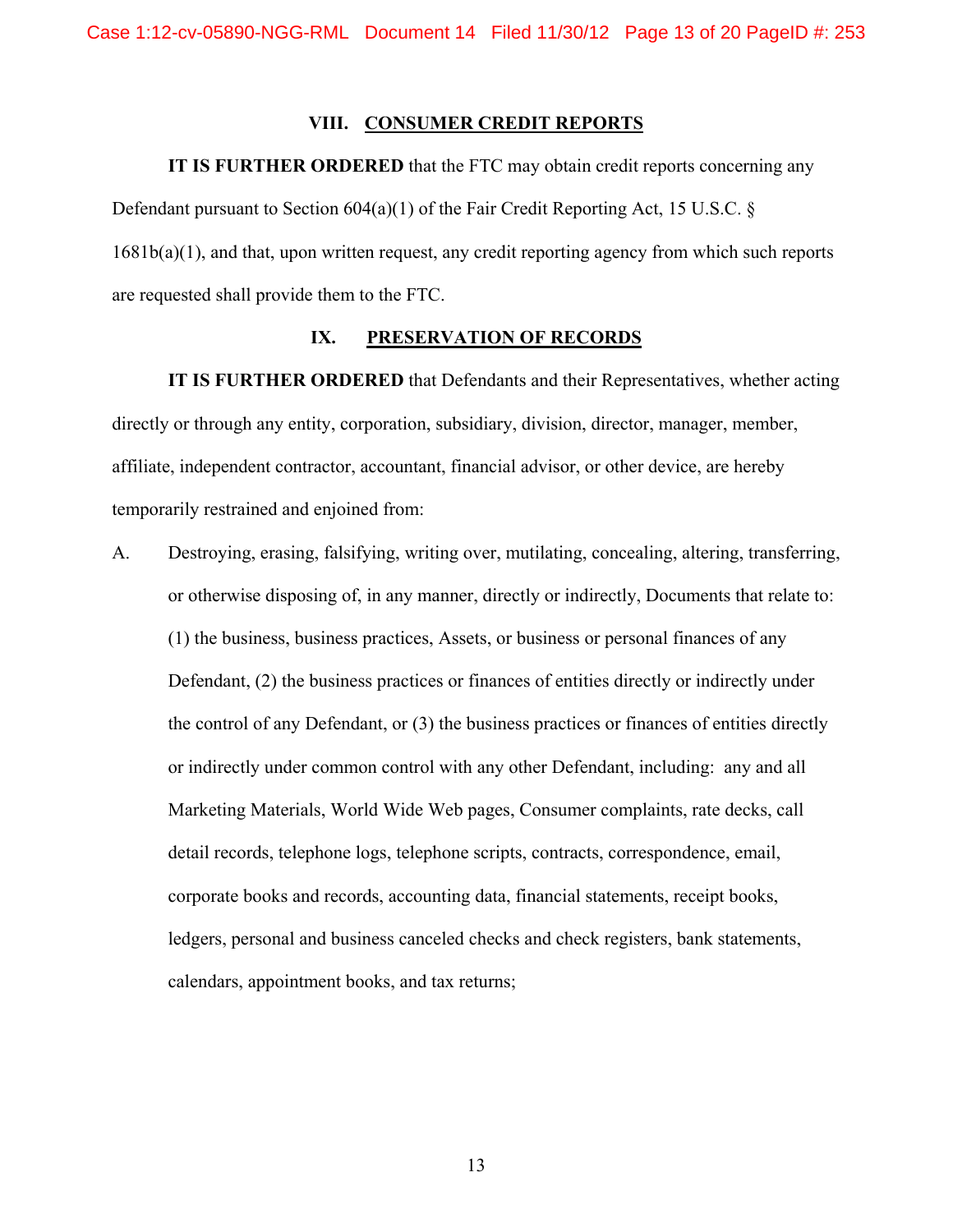## VIII. CONSUMER CREDIT REPORTS

**IT IS FURTHER ORDERED** that the FTC may obtain credit reports concerning any Defendant pursuant to Section 604(a)(1) of the Fair Credit Reporting Act, 15 U.S.C. § 1681b(a)(1), and that, upon written request, any credit reporting agency from which such reports are requested shall provide them to the FTC.

## IX. PRESERVATION OF RECORDS

**IT IS FURTHER ORDERED** that Defendants and their Representatives, whether acting directly or through any entity, corporation, subsidiary, division, director, manager, member, affiliate, independent contractor, accountant, financial advisor, or other device, are hereby temporarily restrained and enjoined from:

A. Destroying, erasing, falsifying, writing over, mutilating, concealing, altering, transferring, or otherwise disposing of, in any manner, directly or indirectly, Documents that relate to: (1) the business, business practices, Assets, or business or personal finances of any Defendant, (2) the business practices or finances of entities directly or indirectly under the control of any Defendant, or (3) the business practices or finances of entities directly or indirectly under common control with any other Defendant, including: any and all Marketing Materials, World Wide Web pages, Consumer complaints, rate decks, call detail records, telephone logs, telephone scripts, contracts, correspondence, email, corporate books and records, accounting data, financial statements, receipt books, ledgers, personal and business canceled checks and check registers, bank statements, calendars, appointment books, and tax returns;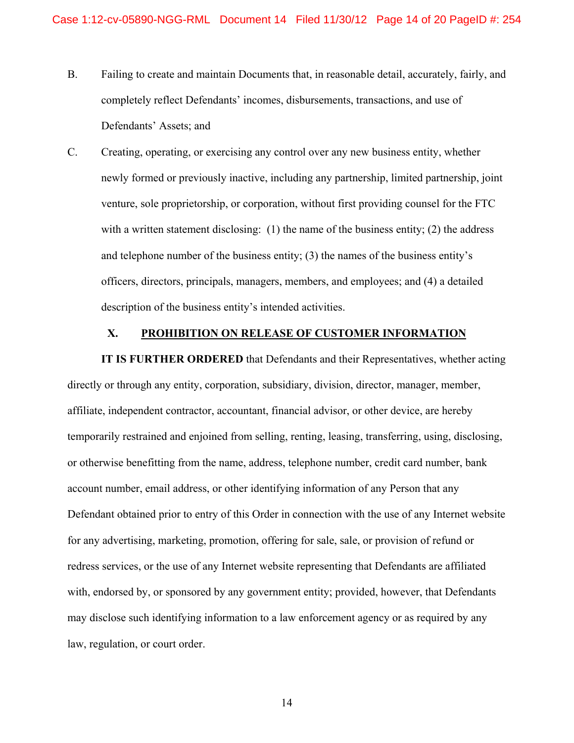B. Failing to create and maintain Documents that, in reasonable detail, accurately, fairly, and completely reflect Defendants' incomes, disbursements, transactions, and use of Defendants' Assets; and

C. Creating, operating, or exercising any control over any new business entity, whether newly formed or previously inactive, including any partnership, limited partnership, joint venture, sole proprietorship, or corporation, without first providing counsel for the FTC with a written statement disclosing: (1) the name of the business entity; (2) the address and telephone number of the business entity; (3) the names of the business entity's officers, directors, principals, managers, members, and employees; and (4) a detailed description of the business entity's intended activities.

## X. PROHIBITION ON RELEASE OF CUSTOMER INFORMATION

**IT IS FURTHER ORDERED** that Defendants and their Representatives, whether acting directly or through any entity, corporation, subsidiary, division, director, manager, member, affiliate, independent contractor, accountant, financial advisor, or other device, are hereby temporarily restrained and enjoined from selling, renting, leasing, transferring, using, disclosing, or otherwise benefitting from the name, address, telephone number, credit card number, bank account number, email address, or other identifying information of any Person that any Defendant obtained prior to entry of this Order in connection with the use of any Internet website for any advertising, marketing, promotion, offering for sale, sale, or provision of refund or redress services, or the use of any Internet website representing that Defendants are affiliated with, endorsed by, or sponsored by any government entity; provided, however, that Defendants may disclose such identifying information to a law enforcement agency or as required by any law, regulation, or court order.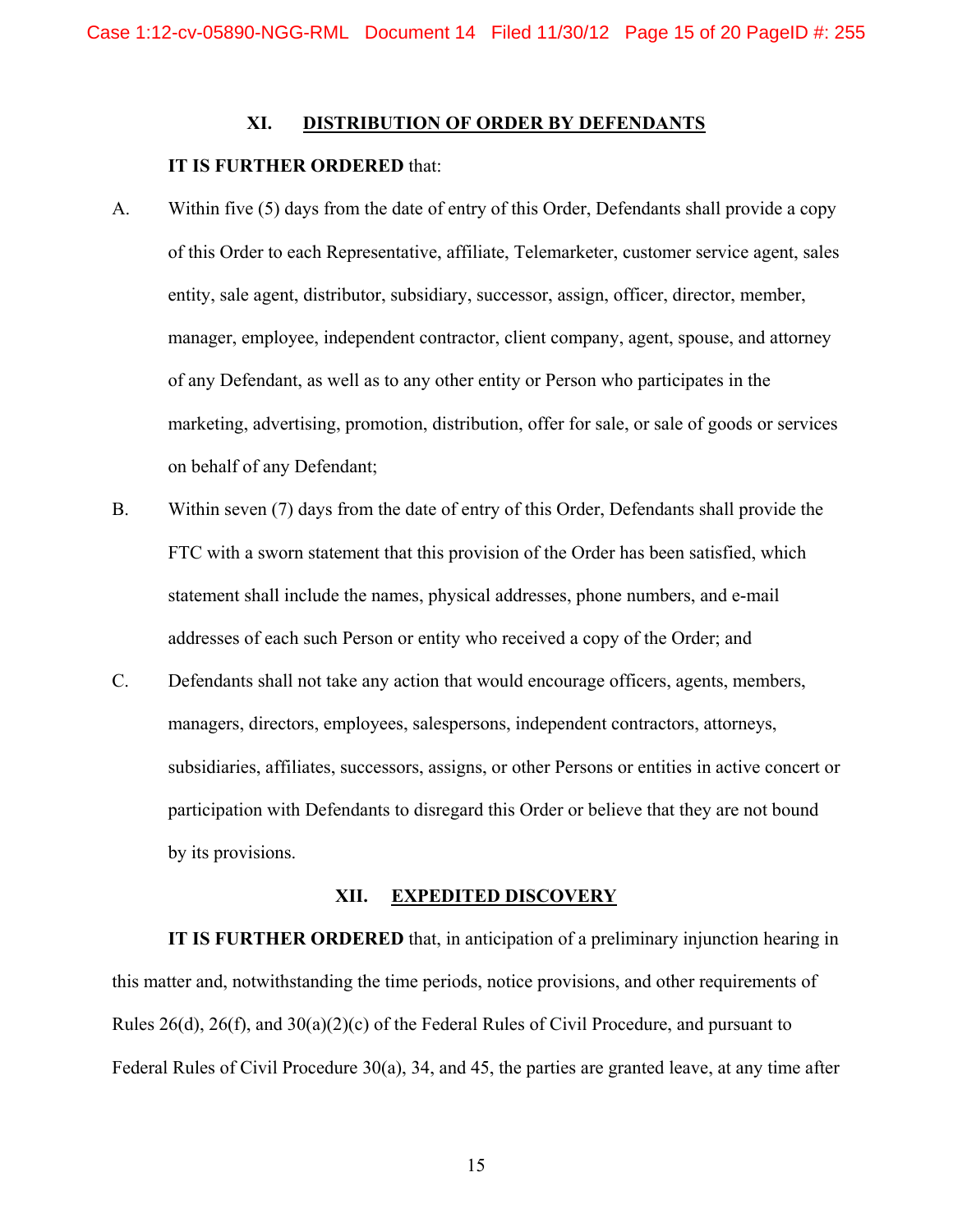## XI. DISTRIBUTION OF ORDER BY DEFENDANTS

**IT IS FURTHER ORDERED** that:

A. Within five (5) days from the date of entry of this Order, Defendants shall provide a copy of this Order to each Representative, affiliate, Telemarketer, customer service agent, sales entity, sale agent, distributor, subsidiary, successor, assign, officer, director, member, manager, employee, independent contractor, client company, agent, spouse, and attorney of any Defendant, as well as to any other entity or Person who participates in the marketing, advertising, promotion, distribution, offer for sale, or sale of goods or services on behalf of any Defendant;

B. Within seven (7) days from the date of entry of this Order, Defendants shall provide the FTC with a sworn statement that this provision of the Order has been satisfied, which statement shall include the names, physical addresses, phone numbers, and e-mail addresses of each such Person or entity who received a copy of the Order; and

C. Defendants shall not take any action that would encourage officers, agents, members, managers, directors, employees, salespersons, independent contractors, attorneys, subsidiaries, affiliates, successors, assigns, or other Persons or entities in active concert or participation with Defendants to disregard this Order or believe that they are not bound by its provisions.

## XII. EXPEDITED DISCOVERY

**IT IS FURTHER ORDERED** that, in anticipation of a preliminary injunction hearing in this matter and, notwithstanding the time periods, notice provisions, and other requirements of Rules 26(d), 26(f), and 30(a)(2)(c) of the Federal Rules of Civil Procedure, and pursuant to Federal Rules of Civil Procedure 30(a), 34, and 45, the parties are granted leave, at any time after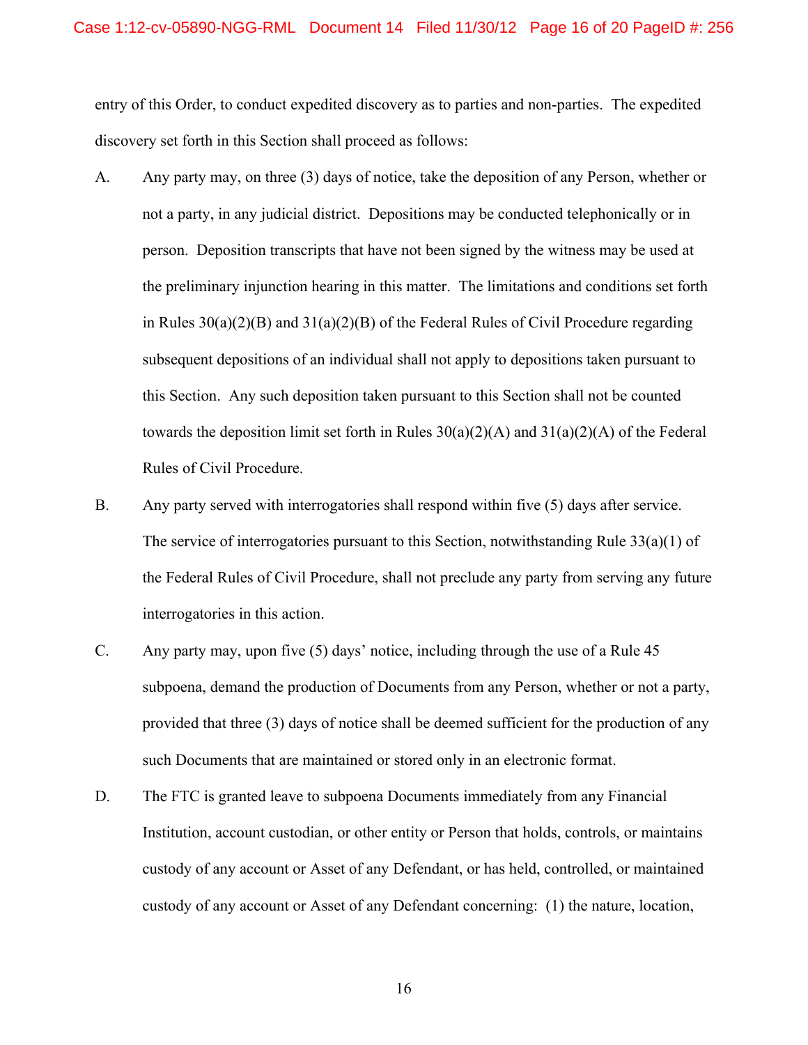entry of this Order, to conduct expedited discovery as to parties and non-parties. The expedited discovery set forth in this Section shall proceed as follows:

A. Any party may, on three (3) days of notice, take the deposition of any Person, whether or not a party, in any judicial district. Depositions may be conducted telephonically or in person. Deposition transcripts that have not been signed by the witness may be used at the preliminary injunction hearing in this matter. The limitations and conditions set forth in Rules 30(a)(2)(B) and 31(a)(2)(B) of the Federal Rules of Civil Procedure regarding subsequent depositions of an individual shall not apply to depositions taken pursuant to this Section. Any such deposition taken pursuant to this Section shall not be counted towards the deposition limit set forth in Rules 30(a)(2)(A) and 31(a)(2)(A) of the Federal Rules of Civil Procedure.

B. Any party served with interrogatories shall respond within five (5) days after service. The service of interrogatories pursuant to this Section, notwithstanding Rule 33(a)(1) of the Federal Rules of Civil Procedure, shall not preclude any party from serving any future interrogatories in this action.

C. Any party may, upon five (5) days' notice, including through the use of a Rule 45 subpoena, demand the production of Documents from any Person, whether or not a party, provided that three (3) days of notice shall be deemed sufficient for the production of any such Documents that are maintained or stored only in an electronic format.

D. The FTC is granted leave to subpoena Documents immediately from any Financial Institution, account custodian, or other entity or Person that holds, controls, or maintains custody of any account or Asset of any Defendant, or has held, controlled, or maintained custody of any account or Asset of any Defendant concerning: (1) the nature, location,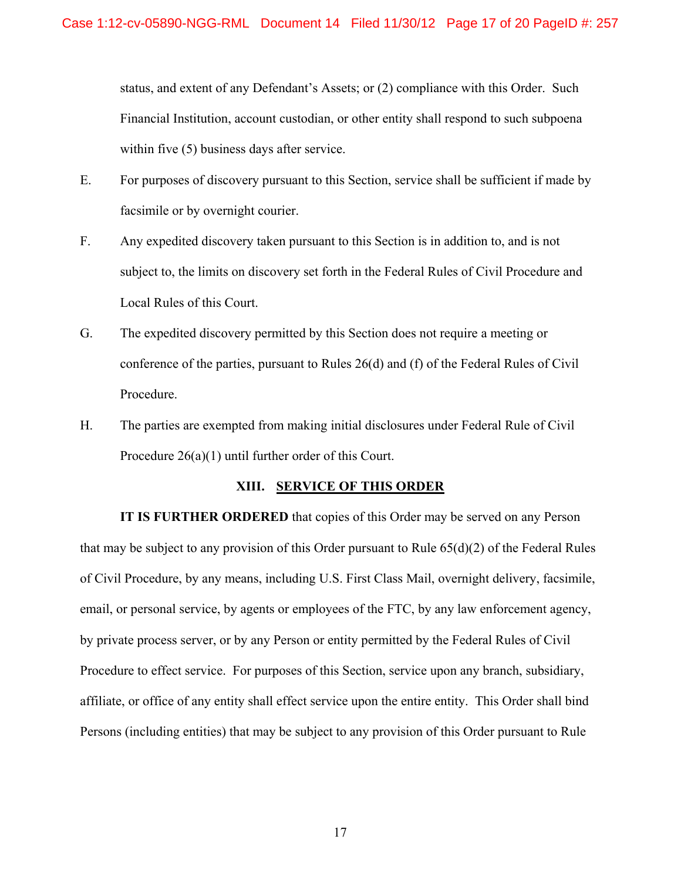status, and extent of any Defendant's Assets; or (2) compliance with this Order. Such Financial Institution, account custodian, or other entity shall respond to such subpoena within five (5) business days after service.

E. For purposes of discovery pursuant to this Section, service shall be sufficient if made by facsimile or by overnight courier.

F. Any expedited discovery taken pursuant to this Section is in addition to, and is not subject to, the limits on discovery set forth in the Federal Rules of Civil Procedure and Local Rules of this Court.

G. The expedited discovery permitted by this Section does not require a meeting or conference of the parties, pursuant to Rules 26(d) and (f) of the Federal Rules of Civil Procedure.

H. The parties are exempted from making initial disclosures under Federal Rule of Civil Procedure 26(a)(1) until further order of this Court.

## XIII. SERVICE OF THIS ORDER

**IT IS FURTHER ORDERED** that copies of this Order may be served on any Person that may be subject to any provision of this Order pursuant to Rule 65(d)(2) of the Federal Rules of Civil Procedure, by any means, including U.S. First Class Mail, overnight delivery, facsimile, email, or personal service, by agents or employees of the FTC, by any law enforcement agency, by private process server, or by any Person or entity permitted by the Federal Rules of Civil Procedure to effect service. For purposes of this Section, service upon any branch, subsidiary, affiliate, or office of any entity shall effect service upon the entire entity. This Order shall bind Persons (including entities) that may be subject to any provision of this Order pursuant to Rule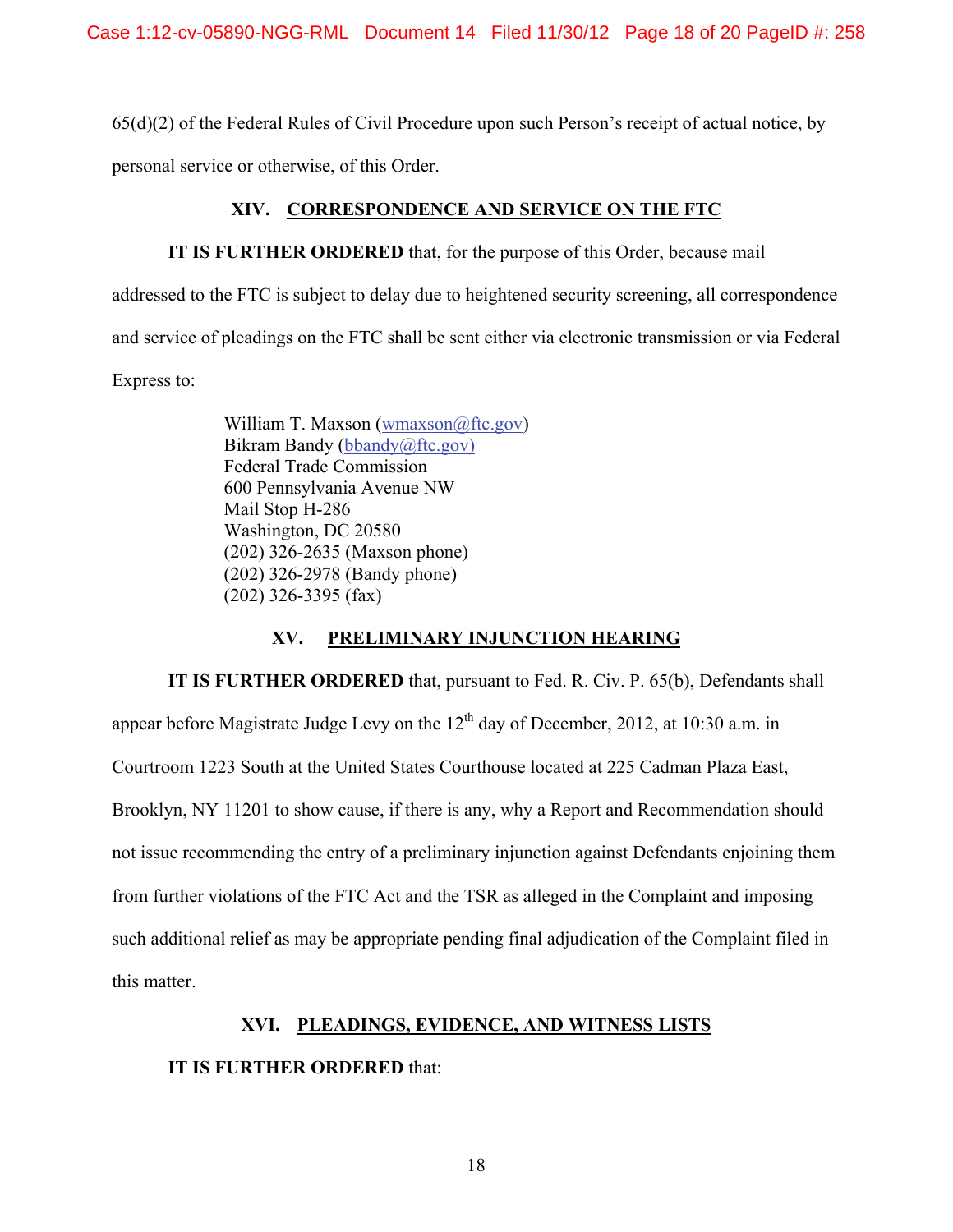65(d)(2) of the Federal Rules of Civil Procedure upon such Person's receipt of actual notice, by personal service or otherwise, of this Order.

## XIV. CORRESPONDENCE AND SERVICE ON THE FTC

**IT IS FURTHER ORDERED** that, for the purpose of this Order, because mail addressed to the FTC is subject to delay due to heightened security screening, all correspondence and service of pleadings on the FTC shall be sent either via electronic transmission or via Federal Express to:

> William T. Maxson (wmaxson@ftc.gov)
> Bikram Bandy (bbandy@ftc.gov)
> Federal Trade Commission
> 600 Pennsylvania Avenue NW
> Mail Stop H-286
> Washington, DC 20580
> (202) 326-2635 (Maxson phone)
> (202) 326-2978 (Bandy phone)
> (202) 326-3395 (fax)

## XV. PRELIMINARY INJUNCTION HEARING

**IT IS FURTHER ORDERED** that, pursuant to Fed. R. Civ. P. 65(b), Defendants shall appear before Magistrate Judge Levy on the 12th day of December, 2012, at 10:30 a.m. in Courtroom 1223 South at the United States Courthouse located at 225 Cadman Plaza East, Brooklyn, NY 11201 to show cause, if there is any, why a Report and Recommendation should not issue recommending the entry of a preliminary injunction against Defendants enjoining them from further violations of the FTC Act and the TSR as alleged in the Complaint and imposing such additional relief as may be appropriate pending final adjudication of the Complaint filed in this matter.

## XVI. PLEADINGS, EVIDENCE, AND WITNESS LISTS

**IT IS FURTHER ORDERED** that: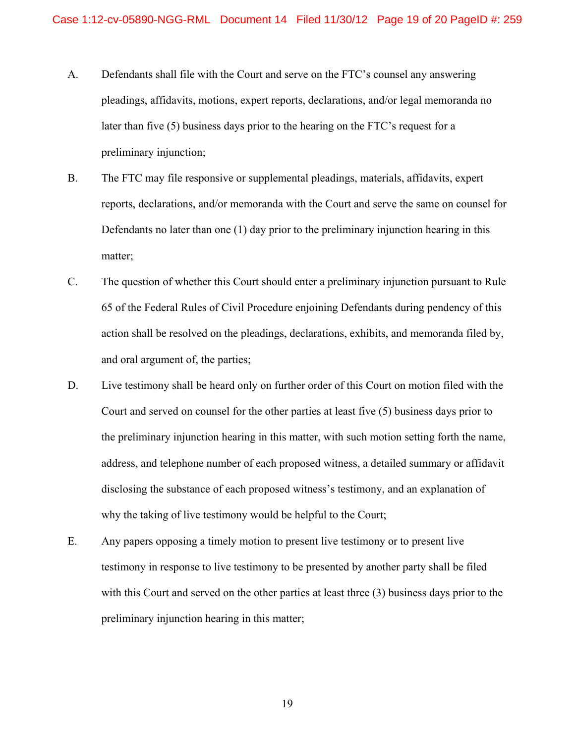A. Defendants shall file with the Court and serve on the FTC's counsel any answering pleadings, affidavits, motions, expert reports, declarations, and/or legal memoranda no later than five (5) business days prior to the hearing on the FTC's request for a preliminary injunction;

B. The FTC may file responsive or supplemental pleadings, materials, affidavits, expert reports, declarations, and/or memoranda with the Court and serve the same on counsel for Defendants no later than one (1) day prior to the preliminary injunction hearing in this matter;

C. The question of whether this Court should enter a preliminary injunction pursuant to Rule 65 of the Federal Rules of Civil Procedure enjoining Defendants during pendency of this action shall be resolved on the pleadings, declarations, exhibits, and memoranda filed by, and oral argument of, the parties;

D. Live testimony shall be heard only on further order of this Court on motion filed with the Court and served on counsel for the other parties at least five (5) business days prior to the preliminary injunction hearing in this matter, with such motion setting forth the name, address, and telephone number of each proposed witness, a detailed summary or affidavit disclosing the substance of each proposed witness's testimony, and an explanation of why the taking of live testimony would be helpful to the Court;

E. Any papers opposing a timely motion to present live testimony or to present live testimony in response to live testimony to be presented by another party shall be filed with this Court and served on the other parties at least three (3) business days prior to the preliminary injunction hearing in this matter;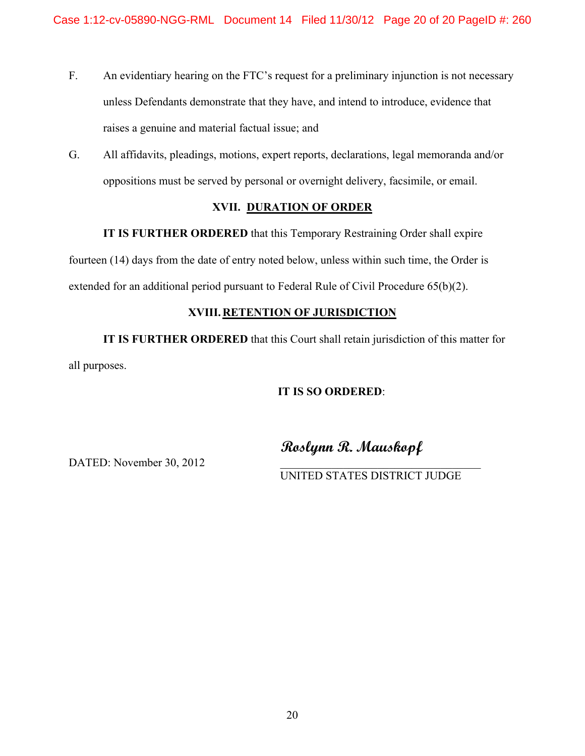F. An evidentiary hearing on the FTC's request for a preliminary injunction is not necessary unless Defendants demonstrate that they have, and intend to introduce, evidence that raises a genuine and material factual issue; and

G. All affidavits, pleadings, motions, expert reports, declarations, legal memoranda and/or oppositions must be served by personal or overnight delivery, facsimile, or email.

### XVII. DURATION OF ORDER

**IT IS FURTHER ORDERED** that this Temporary Restraining Order shall expire fourteen (14) days from the date of entry noted below, unless within such time, the Order is extended for an additional period pursuant to Federal Rule of Civil Procedure 65(b)(2).

### XVIII. RETENTION OF JURISDICTION

**IT IS FURTHER ORDERED** that this Court shall retain jurisdiction of this matter for all purposes.

**IT IS SO ORDERED**:

DATED: November 30, 2012

Roslynn R. Mauskopf

UNITED STATES DISTRICT JUDGE